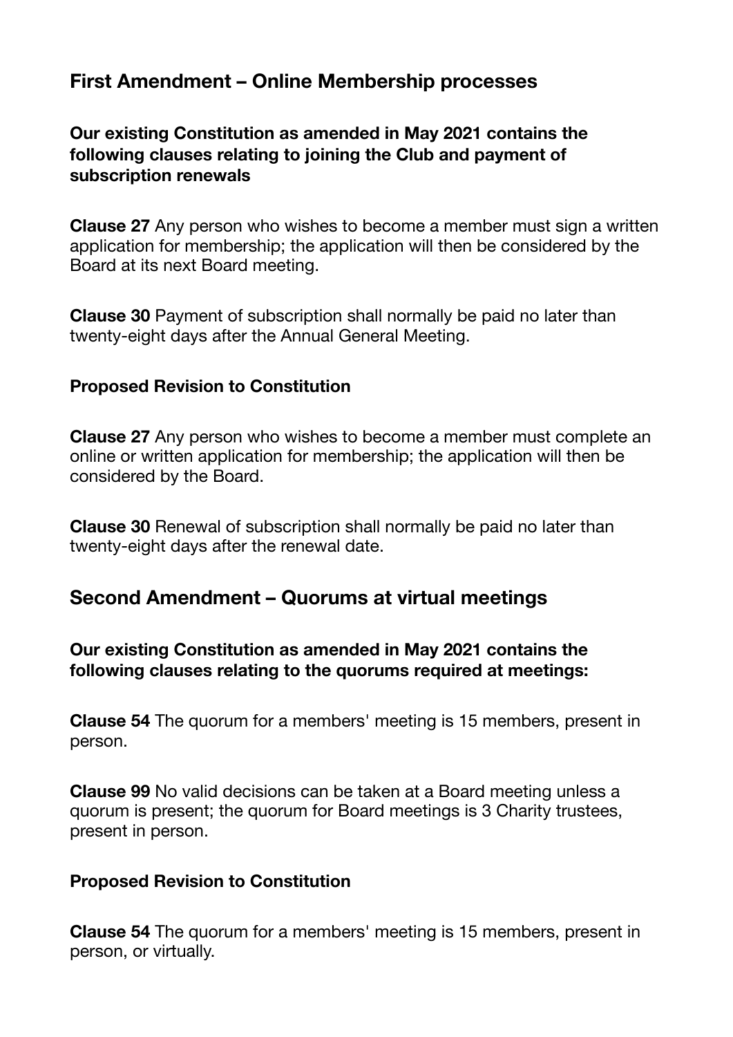## First Amendment – Online Membership processes

**Our existing Constitution as amended in May 2021 contains the following clauses relating to joining the Club and payment of subscription renewals**

**Clause 27** Any person who wishes to become a member must sign a written application for membership; the application will then be considered by the Board at its next Board meeting.

**Clause 30** Payment of subscription shall normally be paid no later than twenty-eight days after the Annual General Meeting.

**Proposed Revision to Constitution**

**Clause 27** Any person who wishes to become a member must complete an online or written application for membership; the application will then be considered by the Board.

**Clause 30** Renewal of subscription shall normally be paid no later than twenty-eight days after the renewal date.

## Second Amendment – Quorums at virtual meetings

**Our existing Constitution as amended in May 2021 contains the following clauses relating to the quorums required at meetings:**

**Clause 54** The quorum for a members' meeting is 15 members, present in person.

**Clause 99** No valid decisions can be taken at a Board meeting unless a quorum is present; the quorum for Board meetings is 3 Charity trustees, present in person.

**Proposed Revision to Constitution**

**Clause 54** The quorum for a members' meeting is 15 members, present in person, or virtually.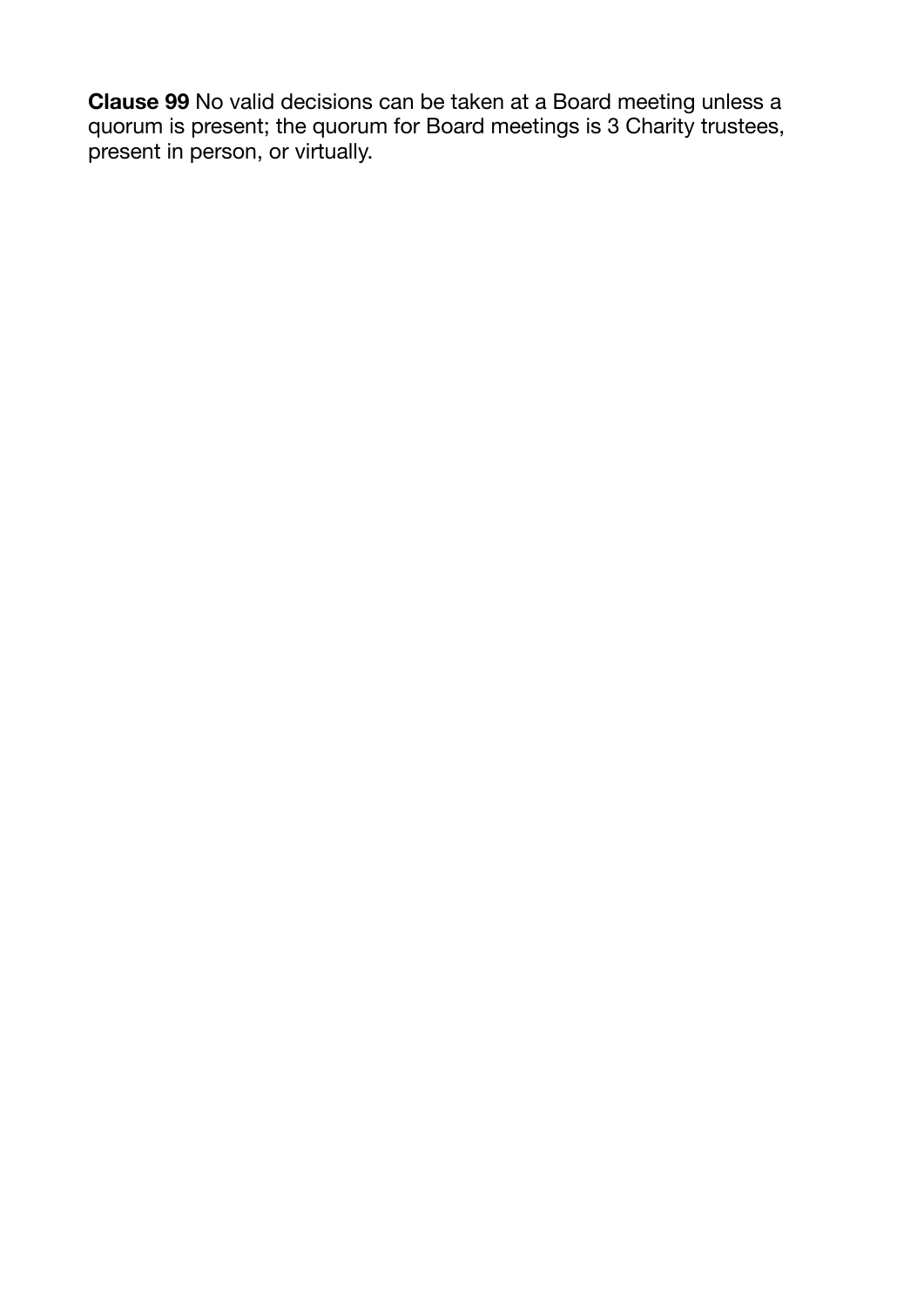**Clause 99** No valid decisions can be taken at a Board meeting unless a quorum is present; the quorum for Board meetings is 3 Charity trustees, present in person, or virtually.